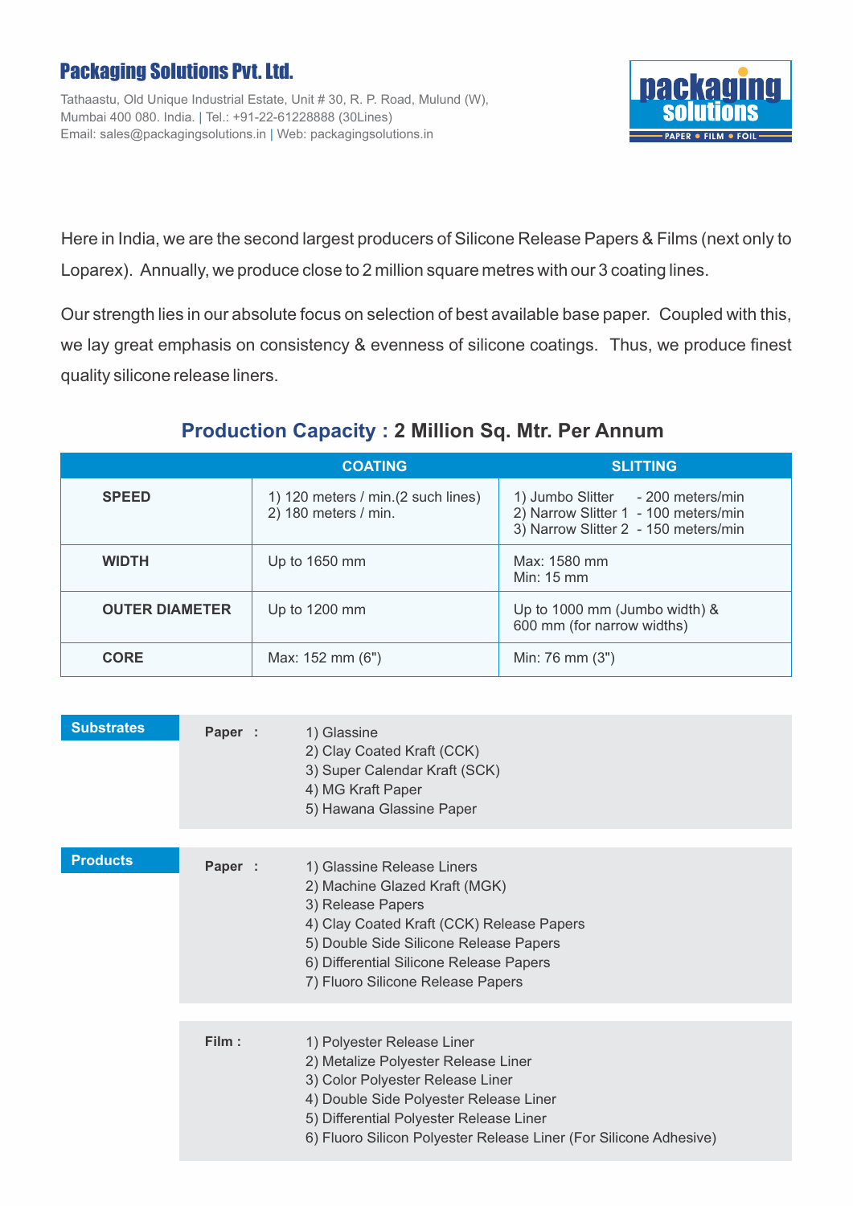# Packaging Solutions Pvt. Ltd.

Tathaastu, Old Unique Industrial Estate, Unit # 30, R. P. Road, Mulund (W), Mumbai 400 080. India. | Tel.: +91-22-61228888 (30Lines)
Email: sales@packagingsolutions.in | Web: packagingsolutions.in

packaging solutions
PAPER • FILM • FOIL

Here in India, we are the second largest producers of Silicone Release Papers & Films (next only to Loparex). Annually, we produce close to 2 million square metres with our 3 coating lines.

Our strength lies in our absolute focus on selection of best available base paper. Coupled with this, we lay great emphasis on consistency & evenness of silicone coatings. Thus, we produce finest quality silicone release liners.

## Production Capacity : 2 Million Sq. Mtr. Per Annum

| | COATING | SLITTING |
|---|---|---|
| **SPEED** | 1) 120 meters / min.(2 such lines)<br>2) 180 meters / min. | 1) Jumbo Slitter - 200 meters/min<br>2) Narrow Slitter 1 - 100 meters/min<br>3) Narrow Slitter 2 - 150 meters/min |
| **WIDTH** | Up to 1650 mm | Max: 1580 mm<br>Min: 15 mm |
| **OUTER DIAMETER** | Up to 1200 mm | Up to 1000 mm (Jumbo width) &<br>600 mm (for narrow widths) |
| **CORE** | Max: 152 mm (6") | Min: 76 mm (3") |

### Substrates

**Paper :**

1) Glassine
2) Clay Coated Kraft (CCK)
3) Super Calendar Kraft (SCK)
4) MG Kraft Paper
5) Hawana Glassine Paper

### Products

**Paper :**

1) Glassine Release Liners
2) Machine Glazed Kraft (MGK)
3) Release Papers
4) Clay Coated Kraft (CCK) Release Papers
5) Double Side Silicone Release Papers
6) Differential Silicone Release Papers
7) Fluoro Silicone Release Papers

**Film :**

1) Polyester Release Liner
2) Metalize Polyester Release Liner
3) Color Polyester Release Liner
4) Double Side Polyester Release Liner
5) Differential Polyester Release Liner
6) Fluoro Silicon Polyester Release Liner (For Silicone Adhesive)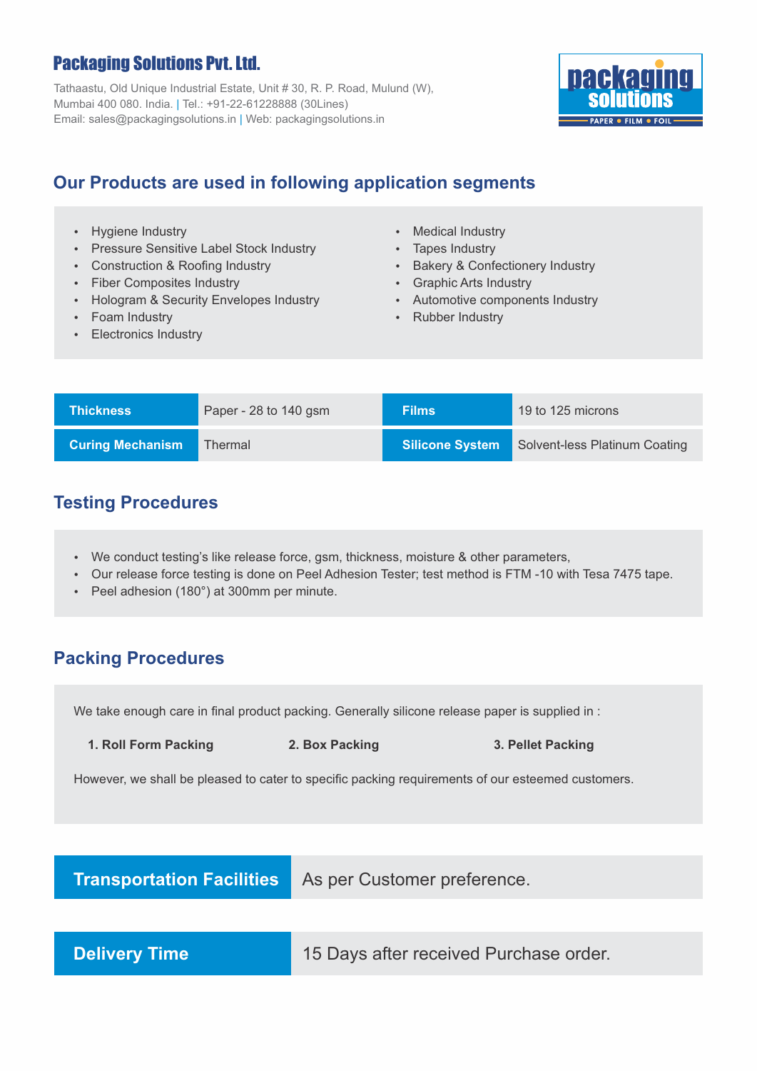# Packaging Solutions Pvt. Ltd.

Tathaastu, Old Unique Industrial Estate, Unit # 30, R. P. Road, Mulund (W), Mumbai 400 080. India. | Tel.: +91-22-61228888 (30Lines)
Email: sales@packagingsolutions.in | Web: packagingsolutions.in

packaging solutions
PAPER • FILM • FOIL

## Our Products are used in following application segments

- Hygiene Industry
- Pressure Sensitive Label Stock Industry
- Construction & Roofing Industry
- Fiber Composites Industry
- Hologram & Security Envelopes Industry
- Foam Industry
- Electronics Industry
- Medical Industry
- Tapes Industry
- Bakery & Confectionery Industry
- Graphic Arts Industry
- Automotive components Industry
- Rubber Industry

| | | | |
|---|---|---|---|
| **Thickness** | Paper - 28 to 140 gsm | **Films** | 19 to 125 microns |
| **Curing Mechanism** | Thermal | **Silicone System** | Solvent-less Platinum Coating |

## Testing Procedures

- We conduct testing's like release force, gsm, thickness, moisture & other parameters,
- Our release force testing is done on Peel Adhesion Tester; test method is FTM -10 with Tesa 7475 tape.
- Peel adhesion (180°) at 300mm per minute.

## Packing Procedures

We take enough care in final product packing. Generally silicone release paper is supplied in :

1. **Roll Form Packing**
2. **Box Packing**
3. **Pellet Packing**

However, we shall be pleased to cater to specific packing requirements of our esteemed customers.

| | |
|---|---|
| **Transportation Facilities** | As per Customer preference. |
| **Delivery Time** | 15 Days after received Purchase order. |